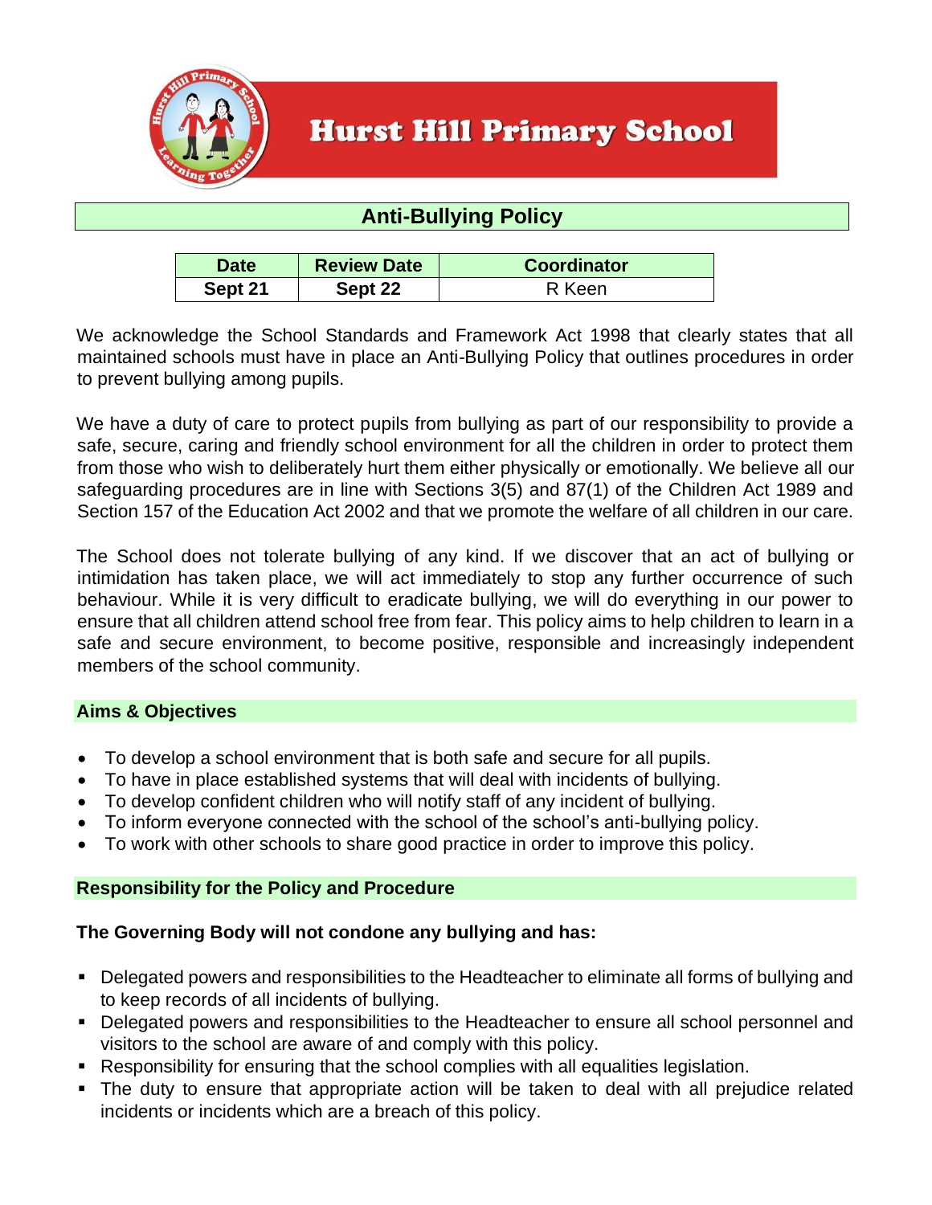# Hurst Hill Primary School

## Anti-Bullying Policy

| Date | Review Date | Coordinator |
|---|---|---|
| **Sept 21** | **Sept 22** | R Keen |

We acknowledge the School Standards and Framework Act 1998 that clearly states that all maintained schools must have in place an Anti-Bullying Policy that outlines procedures in order to prevent bullying among pupils.

We have a duty of care to protect pupils from bullying as part of our responsibility to provide a safe, secure, caring and friendly school environment for all the children in order to protect them from those who wish to deliberately hurt them either physically or emotionally. We believe all our safeguarding procedures are in line with Sections 3(5) and 87(1) of the Children Act 1989 and Section 157 of the Education Act 2002 and that we promote the welfare of all children in our care.

The School does not tolerate bullying of any kind. If we discover that an act of bullying or intimidation has taken place, we will act immediately to stop any further occurrence of such behaviour. While it is very difficult to eradicate bullying, we will do everything in our power to ensure that all children attend school free from fear. This policy aims to help children to learn in a safe and secure environment, to become positive, responsible and increasingly independent members of the school community.

### Aims & Objectives

- To develop a school environment that is both safe and secure for all pupils.
- To have in place established systems that will deal with incidents of bullying.
- To develop confident children who will notify staff of any incident of bullying.
- To inform everyone connected with the school of the school's anti-bullying policy.
- To work with other schools to share good practice in order to improve this policy.

### Responsibility for the Policy and Procedure

**The Governing Body will not condone any bullying and has:**

- Delegated powers and responsibilities to the Headteacher to eliminate all forms of bullying and to keep records of all incidents of bullying.
- Delegated powers and responsibilities to the Headteacher to ensure all school personnel and visitors to the school are aware of and comply with this policy.
- Responsibility for ensuring that the school complies with all equalities legislation.
- The duty to ensure that appropriate action will be taken to deal with all prejudice related incidents or incidents which are a breach of this policy.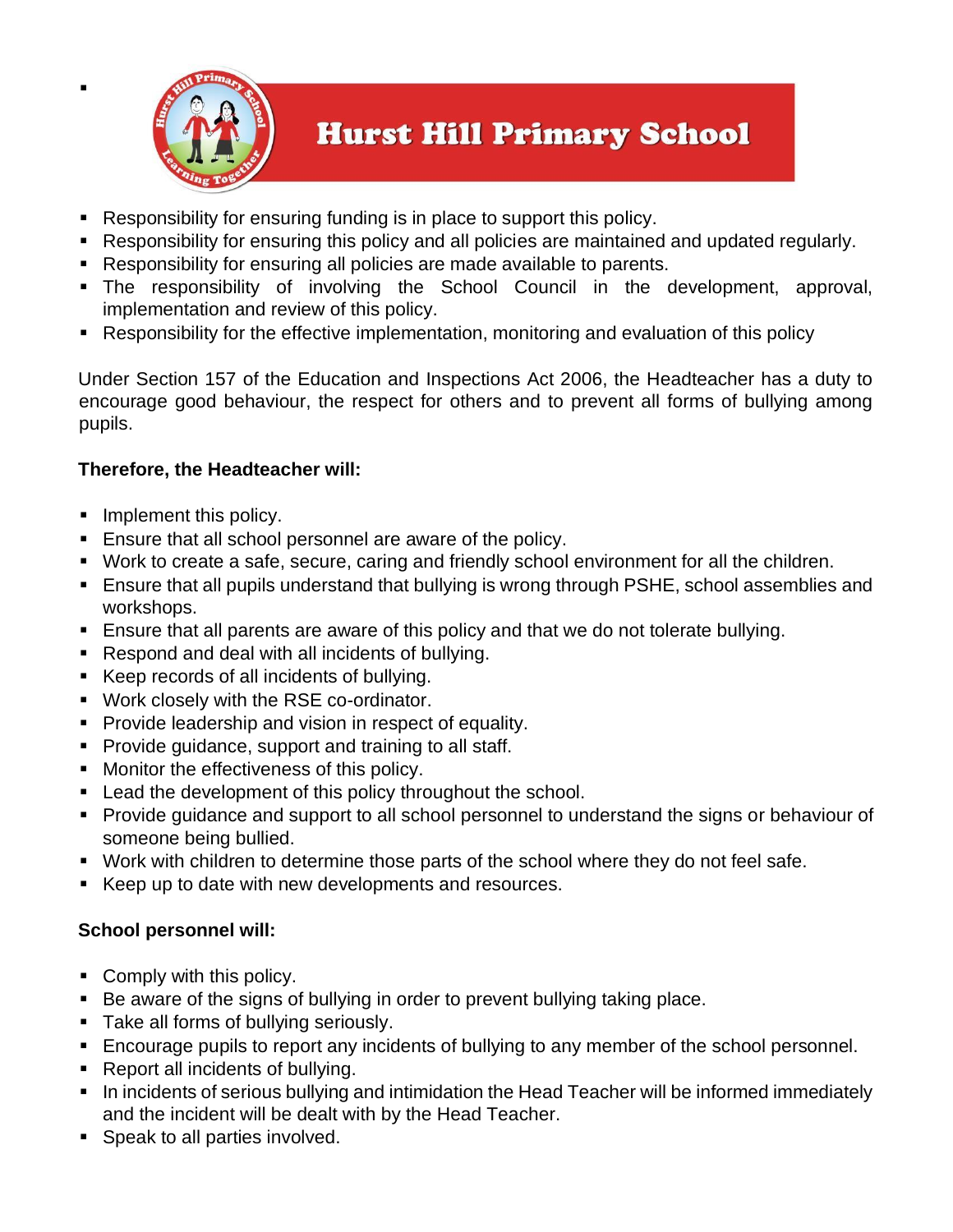- Responsibility for ensuring funding is in place to support this policy.
- Responsibility for ensuring this policy and all policies are maintained and updated regularly.
- Responsibility for ensuring all policies are made available to parents.
- The responsibility of involving the School Council in the development, approval, implementation and review of this policy.
- Responsibility for the effective implementation, monitoring and evaluation of this policy

Under Section 157 of the Education and Inspections Act 2006, the Headteacher has a duty to encourage good behaviour, the respect for others and to prevent all forms of bullying among pupils.

**Therefore, the Headteacher will:**

- Implement this policy.
- Ensure that all school personnel are aware of the policy.
- Work to create a safe, secure, caring and friendly school environment for all the children.
- Ensure that all pupils understand that bullying is wrong through PSHE, school assemblies and workshops.
- Ensure that all parents are aware of this policy and that we do not tolerate bullying.
- Respond and deal with all incidents of bullying.
- Keep records of all incidents of bullying.
- Work closely with the RSE co-ordinator.
- Provide leadership and vision in respect of equality.
- Provide guidance, support and training to all staff.
- Monitor the effectiveness of this policy.
- Lead the development of this policy throughout the school.
- Provide guidance and support to all school personnel to understand the signs or behaviour of someone being bullied.
- Work with children to determine those parts of the school where they do not feel safe.
- Keep up to date with new developments and resources.

**School personnel will:**

- Comply with this policy.
- Be aware of the signs of bullying in order to prevent bullying taking place.
- Take all forms of bullying seriously.
- Encourage pupils to report any incidents of bullying to any member of the school personnel.
- Report all incidents of bullying.
- In incidents of serious bullying and intimidation the Head Teacher will be informed immediately and the incident will be dealt with by the Head Teacher.
- Speak to all parties involved.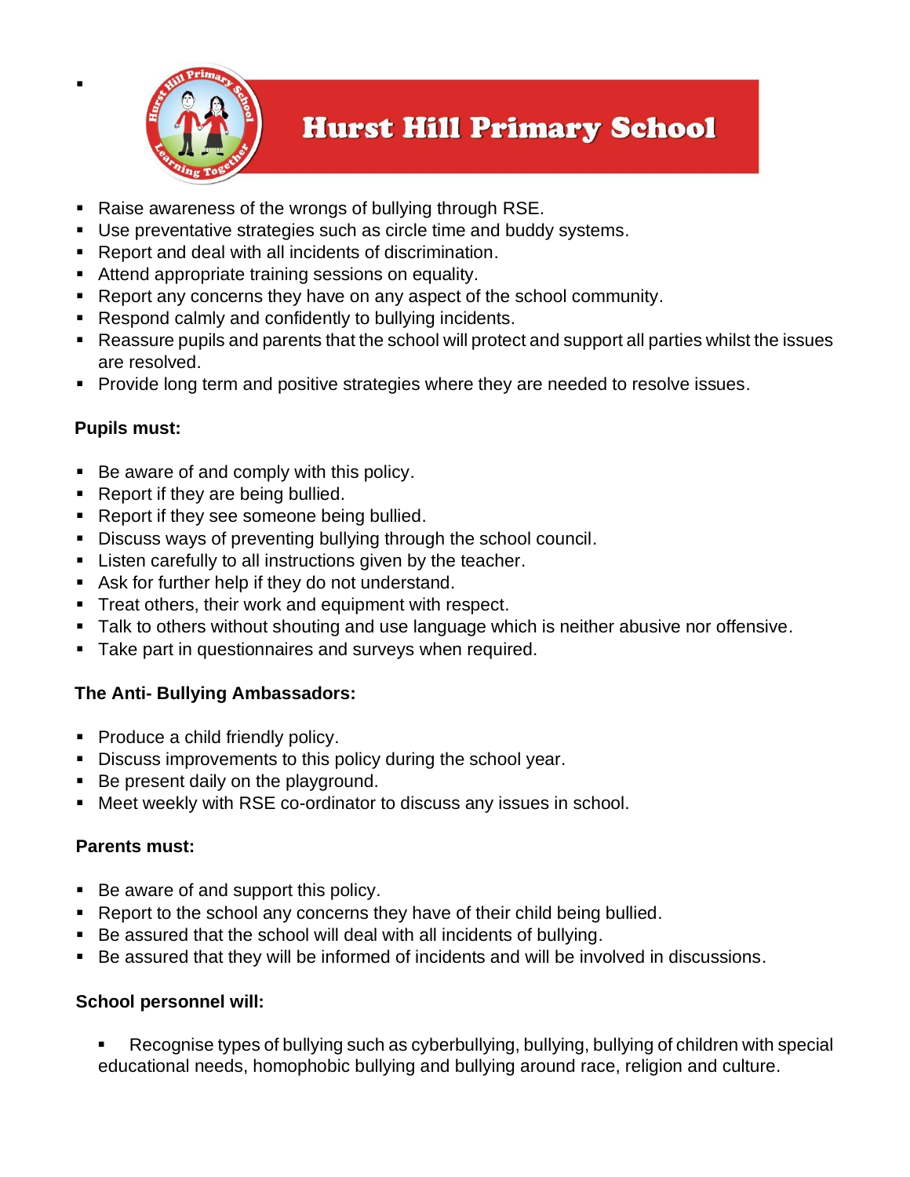- Raise awareness of the wrongs of bullying through RSE.
- Use preventative strategies such as circle time and buddy systems.
- Report and deal with all incidents of discrimination.
- Attend appropriate training sessions on equality.
- Report any concerns they have on any aspect of the school community.
- Respond calmly and confidently to bullying incidents.
- Reassure pupils and parents that the school will protect and support all parties whilst the issues are resolved.
- Provide long term and positive strategies where they are needed to resolve issues.

**Pupils must:**

- Be aware of and comply with this policy.
- Report if they are being bullied.
- Report if they see someone being bullied.
- Discuss ways of preventing bullying through the school council.
- Listen carefully to all instructions given by the teacher.
- Ask for further help if they do not understand.
- Treat others, their work and equipment with respect.
- Talk to others without shouting and use language which is neither abusive nor offensive.
- Take part in questionnaires and surveys when required.

**The Anti- Bullying Ambassadors:**

- Produce a child friendly policy.
- Discuss improvements to this policy during the school year.
- Be present daily on the playground.
- Meet weekly with RSE co-ordinator to discuss any issues in school.

**Parents must:**

- Be aware of and support this policy.
- Report to the school any concerns they have of their child being bullied.
- Be assured that the school will deal with all incidents of bullying.
- Be assured that they will be informed of incidents and will be involved in discussions.

**School personnel will:**

- Recognise types of bullying such as cyberbullying, bullying, bullying of children with special educational needs, homophobic bullying and bullying around race, religion and culture.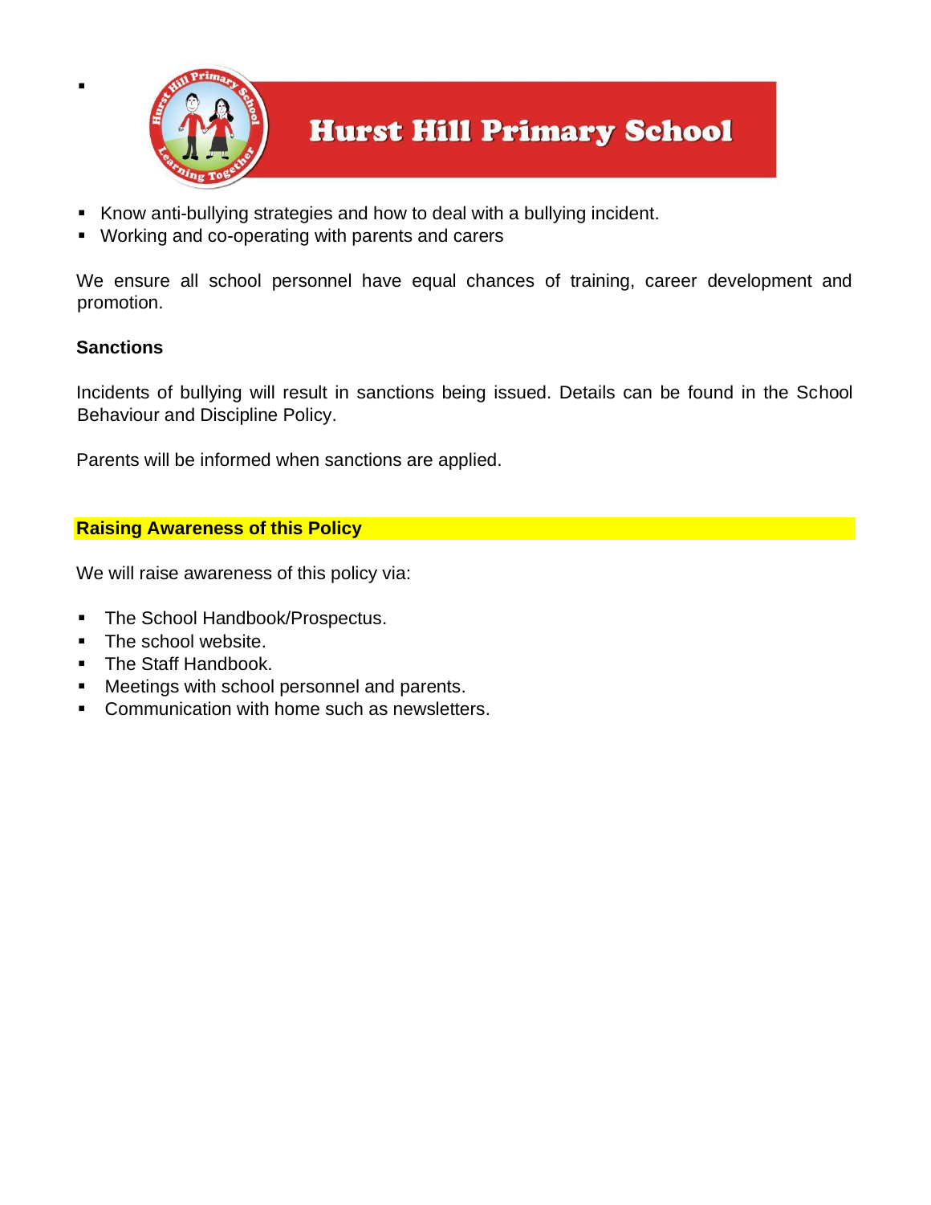- Know anti-bullying strategies and how to deal with a bullying incident.
- Working and co-operating with parents and carers

We ensure all school personnel have equal chances of training, career development and promotion.

**Sanctions**

Incidents of bullying will result in sanctions being issued. Details can be found in the School Behaviour and Discipline Policy.

Parents will be informed when sanctions are applied.

**Raising Awareness of this Policy**

We will raise awareness of this policy via:

- The School Handbook/Prospectus.
- The school website.
- The Staff Handbook.
- Meetings with school personnel and parents.
- Communication with home such as newsletters.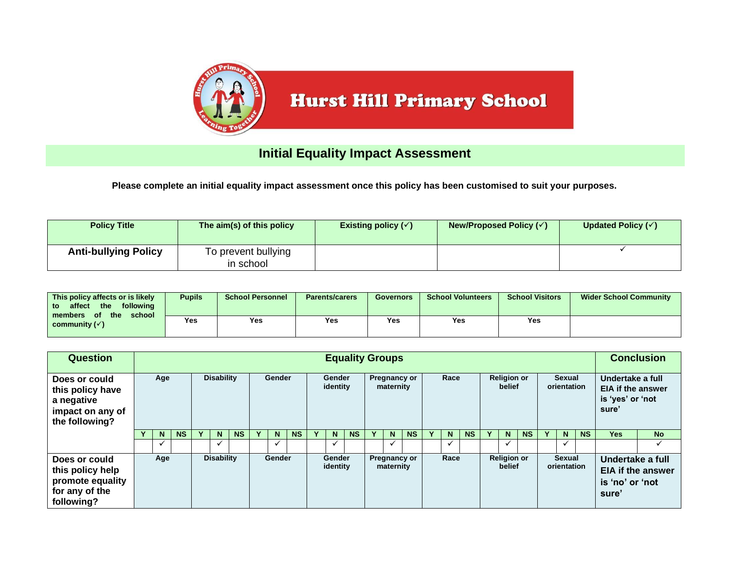# Hurst Hill Primary School

## Initial Equality Impact Assessment

**Please complete an initial equality impact assessment once this policy has been customised to suit your purposes.**

| Policy Title | The aim(s) of this policy | Existing policy (✓) | New/Proposed Policy (✓) | Updated Policy (✓) |
|---|---|---|---|---|
| **Anti-bullying Policy** | To prevent bullying in school | | | ✓ |

| This policy affects or is likely to affect the following members of the school community (✓) | Pupils | School Personnel | Parents/carers | Governors | School Volunteers | School Visitors | Wider School Community |
|---|---|---|---|---|---|---|---|
| | Yes | Yes | Yes | Yes | Yes | Yes | |

| Question | Equality Groups | | | | | | | | | | | | | | | | | | | | | | | | Conclusion | |
|---|---|---|---|---|---|---|---|---|---|---|---|---|---|---|---|---|---|---|---|---|---|---|---|---|---|---|
| **Does or could this policy have a negative impact on any of the following?** | Age | | | Disability | | | Gender | | | Gender identity | | | Pregnancy or maternity | | | Race | | | Religion or belief | | | Sexual orientation | | | Undertake a full EIA if the answer is 'yes' or 'not sure' | |
| | Y | N | NS | Y | N | NS | Y | N | NS | Y | N | NS | Y | N | NS | Y | N | NS | Y | N | NS | Y | N | NS | Yes | No |
| | | ✓ | | | ✓ | | | ✓ | | | ✓ | | | ✓ | | | ✓ | | | ✓ | | | ✓ | | | ✓ |
| **Does or could this policy help promote equality for any of the following?** | Age | | | Disability | | | Gender | | | Gender identity | | | Pregnancy or maternity | | | Race | | | Religion or belief | | | Sexual orientation | | | Undertake a full EIA if the answer is 'no' or 'not sure' | |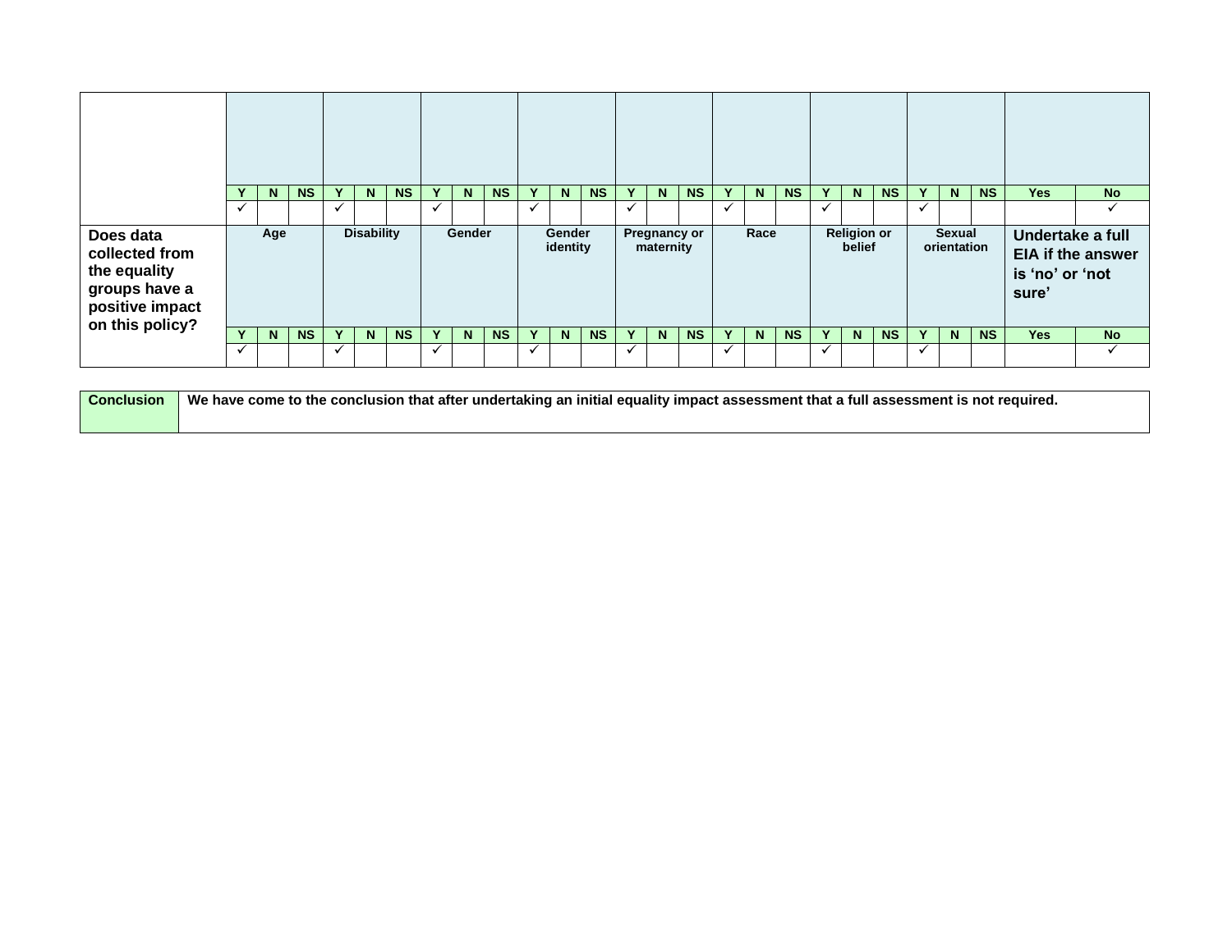| | Age | | | Disability | | | Gender | | | Gender identity | | | Pregnancy or maternity | | | Race | | | Religion or belief | | | Sexual orientation | | | | |
|---|---|---|---|---|---|---|---|---|---|---|---|---|---|---|---|---|---|---|---|---|---|---|---|---|---|---|
| | Y | N | NS | Y | N | NS | Y | N | NS | Y | N | NS | Y | N | NS | Y | N | NS | Y | N | NS | Y | N | NS | Yes | No |
| | ✓ | | | ✓ | | | ✓ | | | ✓ | | | ✓ | | | ✓ | | | ✓ | | | ✓ | | | | ✓ |
| **Does data collected from the equality groups have a positive impact on this policy?** | **Age** | | | **Disability** | | | **Gender** | | | **Gender identity** | | | **Pregnancy or maternity** | | | **Race** | | | **Religion or belief** | | | **Sexual orientation** | | | **Undertake a full EIA if the answer is 'no' or 'not sure'** | |
| | Y | N | NS | Y | N | NS | Y | N | NS | Y | N | NS | Y | N | NS | Y | N | NS | Y | N | NS | Y | N | NS | Yes | No |
| | ✓ | | | ✓ | | | ✓ | | | ✓ | | | ✓ | | | ✓ | | | ✓ | | | ✓ | | | | ✓ |

| | |
|---|---|
| **Conclusion** | **We have come to the conclusion that after undertaking an initial equality impact assessment that a full assessment is not required.** |